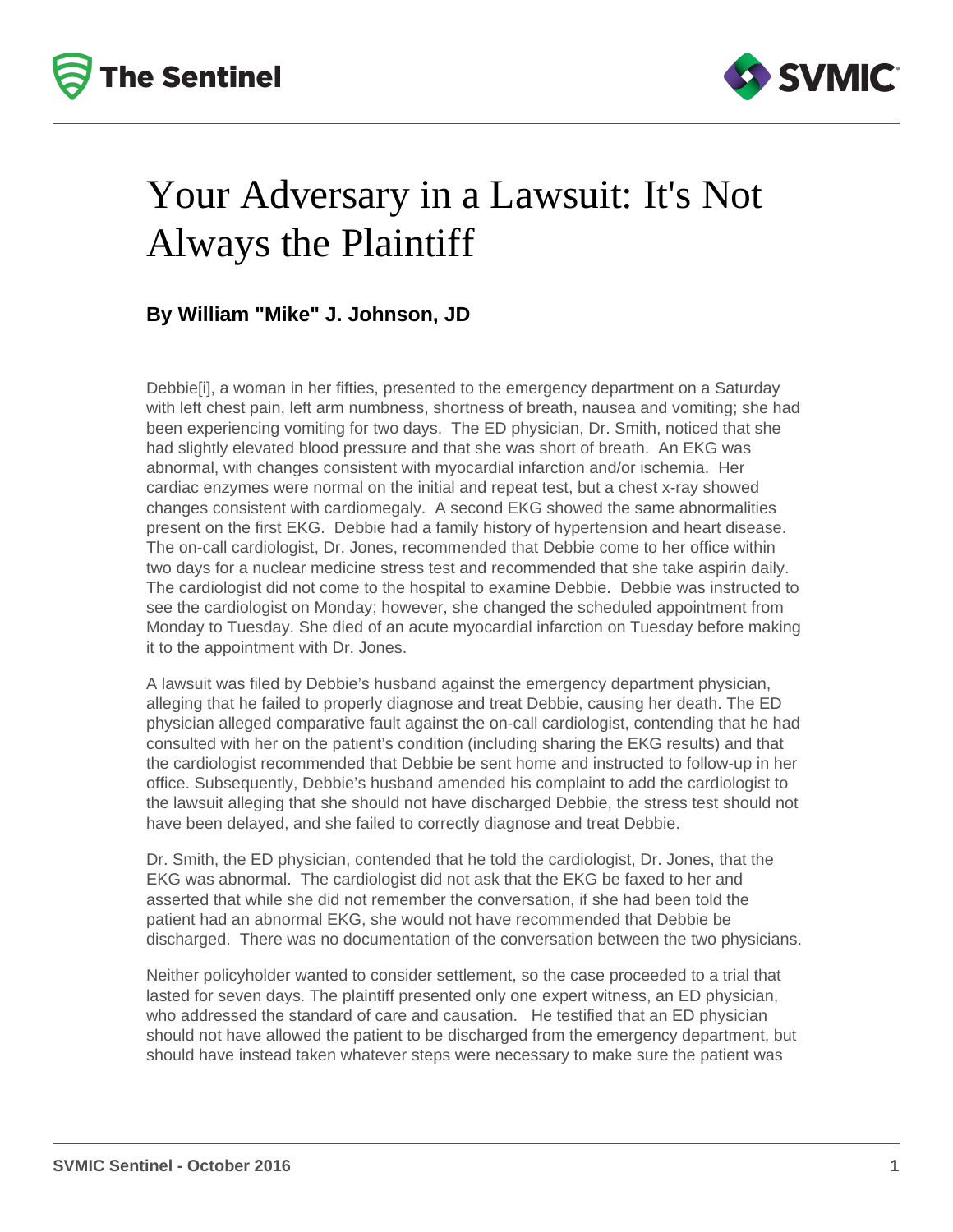# Your Adversary in a Lawsuit: It's Not Always the Plaintiff

**By William "Mike" J. Johnson, JD**

Debbie[i], a woman in her fifties, presented to the emergency department on a Saturday with left chest pain, left arm numbness, shortness of breath, nausea and vomiting; she had been experiencing vomiting for two days. The ED physician, Dr. Smith, noticed that she had slightly elevated blood pressure and that she was short of breath. An EKG was abnormal, with changes consistent with myocardial infarction and/or ischemia. Her cardiac enzymes were normal on the initial and repeat test, but a chest x-ray showed changes consistent with cardiomegaly. A second EKG showed the same abnormalities present on the first EKG. Debbie had a family history of hypertension and heart disease. The on-call cardiologist, Dr. Jones, recommended that Debbie come to her office within two days for a nuclear medicine stress test and recommended that she take aspirin daily. The cardiologist did not come to the hospital to examine Debbie. Debbie was instructed to see the cardiologist on Monday; however, she changed the scheduled appointment from Monday to Tuesday. She died of an acute myocardial infarction on Tuesday before making it to the appointment with Dr. Jones.

A lawsuit was filed by Debbie's husband against the emergency department physician, alleging that he failed to properly diagnose and treat Debbie, causing her death. The ED physician alleged comparative fault against the on-call cardiologist, contending that he had consulted with her on the patient's condition (including sharing the EKG results) and that the cardiologist recommended that Debbie be sent home and instructed to follow-up in her office. Subsequently, Debbie's husband amended his complaint to add the cardiologist to the lawsuit alleging that she should not have discharged Debbie, the stress test should not have been delayed, and she failed to correctly diagnose and treat Debbie.

Dr. Smith, the ED physician, contended that he told the cardiologist, Dr. Jones, that the EKG was abnormal. The cardiologist did not ask that the EKG be faxed to her and asserted that while she did not remember the conversation, if she had been told the patient had an abnormal EKG, she would not have recommended that Debbie be discharged. There was no documentation of the conversation between the two physicians.

Neither policyholder wanted to consider settlement, so the case proceeded to a trial that lasted for seven days. The plaintiff presented only one expert witness, an ED physician, who addressed the standard of care and causation. He testified that an ED physician should not have allowed the patient to be discharged from the emergency department, but should have instead taken whatever steps were necessary to make sure the patient was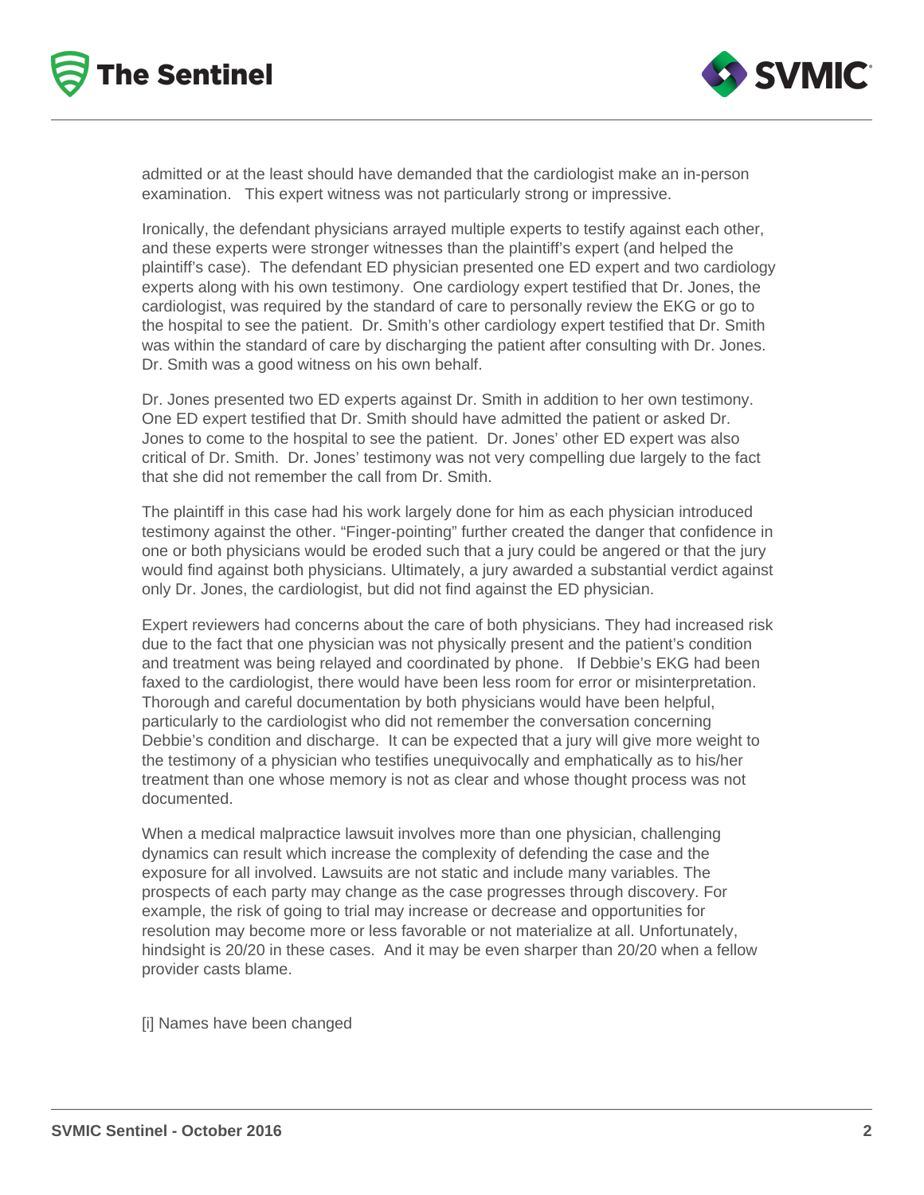admitted or at the least should have demanded that the cardiologist make an in-person examination. This expert witness was not particularly strong or impressive.

Ironically, the defendant physicians arrayed multiple experts to testify against each other, and these experts were stronger witnesses than the plaintiff's expert (and helped the plaintiff's case). The defendant ED physician presented one ED expert and two cardiology experts along with his own testimony. One cardiology expert testified that Dr. Jones, the cardiologist, was required by the standard of care to personally review the EKG or go to the hospital to see the patient. Dr. Smith's other cardiology expert testified that Dr. Smith was within the standard of care by discharging the patient after consulting with Dr. Jones. Dr. Smith was a good witness on his own behalf.

Dr. Jones presented two ED experts against Dr. Smith in addition to her own testimony. One ED expert testified that Dr. Smith should have admitted the patient or asked Dr. Jones to come to the hospital to see the patient. Dr. Jones' other ED expert was also critical of Dr. Smith. Dr. Jones' testimony was not very compelling due largely to the fact that she did not remember the call from Dr. Smith.

The plaintiff in this case had his work largely done for him as each physician introduced testimony against the other. "Finger-pointing" further created the danger that confidence in one or both physicians would be eroded such that a jury could be angered or that the jury would find against both physicians. Ultimately, a jury awarded a substantial verdict against only Dr. Jones, the cardiologist, but did not find against the ED physician.

Expert reviewers had concerns about the care of both physicians. They had increased risk due to the fact that one physician was not physically present and the patient's condition and treatment was being relayed and coordinated by phone. If Debbie's EKG had been faxed to the cardiologist, there would have been less room for error or misinterpretation. Thorough and careful documentation by both physicians would have been helpful, particularly to the cardiologist who did not remember the conversation concerning Debbie's condition and discharge. It can be expected that a jury will give more weight to the testimony of a physician who testifies unequivocally and emphatically as to his/her treatment than one whose memory is not as clear and whose thought process was not documented.

When a medical malpractice lawsuit involves more than one physician, challenging dynamics can result which increase the complexity of defending the case and the exposure for all involved. Lawsuits are not static and include many variables. The prospects of each party may change as the case progresses through discovery. For example, the risk of going to trial may increase or decrease and opportunities for resolution may become more or less favorable or not materialize at all. Unfortunately, hindsight is 20/20 in these cases. And it may be even sharper than 20/20 when a fellow provider casts blame.

[i] Names have been changed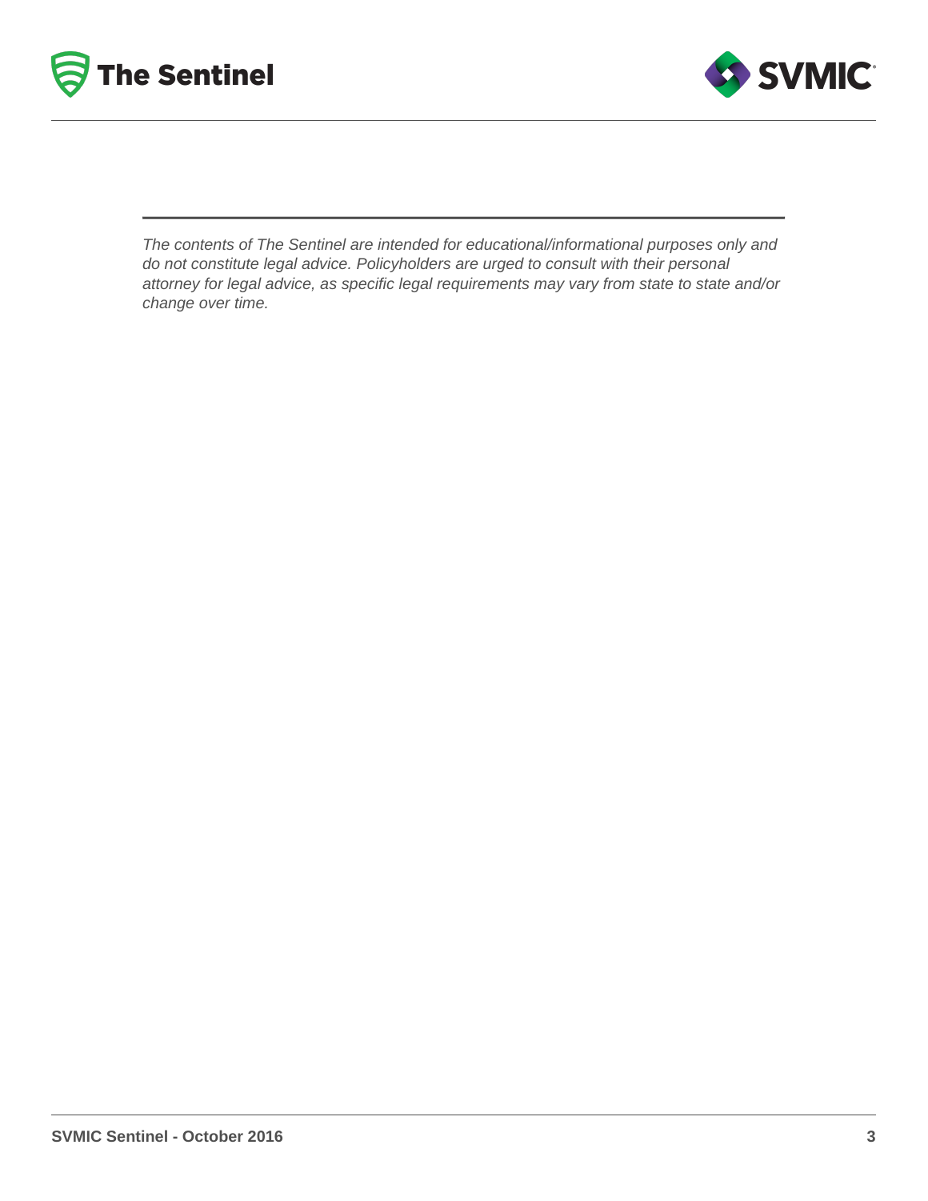---

*The contents of The Sentinel are intended for educational/informational purposes only and do not constitute legal advice. Policyholders are urged to consult with their personal attorney for legal advice, as specific legal requirements may vary from state to state and/or change over time.*